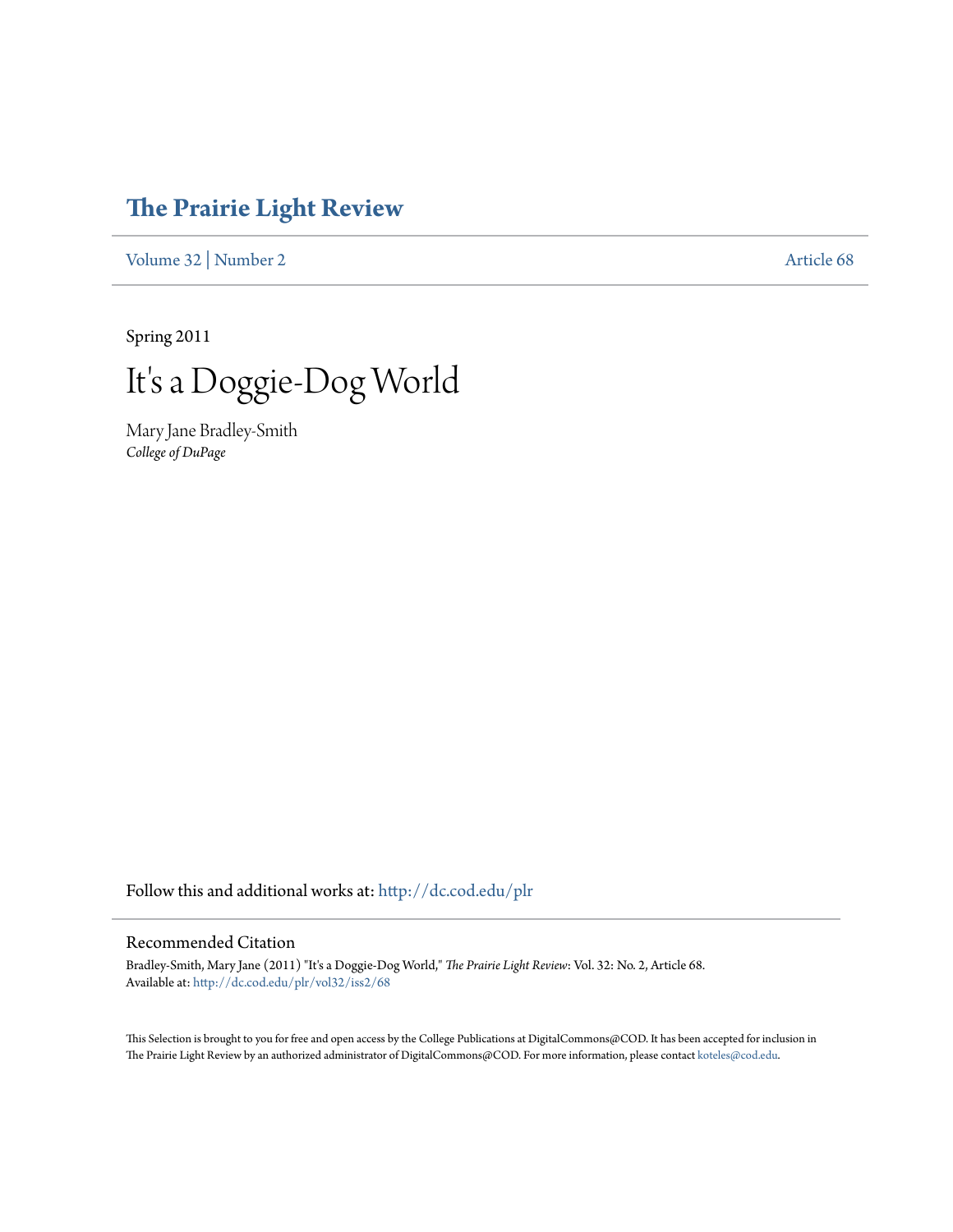# The Prairie Light Review

Volume 32 | Number 2 Article 68

Spring 2011

## It's a Doggie-Dog World

Mary Jane Bradley-Smith
*College of DuPage*

Follow this and additional works at: http://dc.cod.edu/plr

### Recommended Citation

Bradley-Smith, Mary Jane (2011) "It's a Doggie-Dog World," *The Prairie Light Review*: Vol. 32: No. 2, Article 68.
Available at: http://dc.cod.edu/plr/vol32/iss2/68

This Selection is brought to you for free and open access by the College Publications at DigitalCommons@COD. It has been accepted for inclusion in The Prairie Light Review by an authorized administrator of DigitalCommons@COD. For more information, please contact koteles@cod.edu.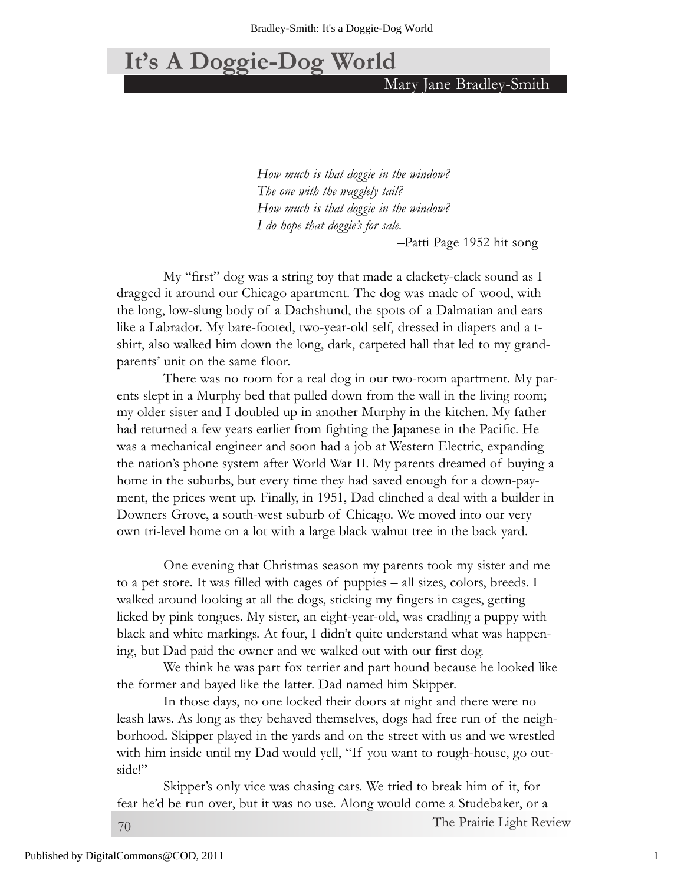# It's A Doggie-Dog World

Mary Jane Bradley-Smith

*How much is that doggie in the window?*
*The one with the wagglely tail?*
*How much is that doggie in the window?*
*I do hope that doggie's for sale.*

–Patti Page 1952 hit song

My "first" dog was a string toy that made a clackety-clack sound as I dragged it around our Chicago apartment. The dog was made of wood, with the long, low-slung body of a Dachshund, the spots of a Dalmatian and ears like a Labrador. My bare-footed, two-year-old self, dressed in diapers and a t-shirt, also walked him down the long, dark, carpeted hall that led to my grandparents' unit on the same floor.

There was no room for a real dog in our two-room apartment. My parents slept in a Murphy bed that pulled down from the wall in the living room; my older sister and I doubled up in another Murphy in the kitchen. My father had returned a few years earlier from fighting the Japanese in the Pacific. He was a mechanical engineer and soon had a job at Western Electric, expanding the nation's phone system after World War II. My parents dreamed of buying a home in the suburbs, but every time they had saved enough for a down-payment, the prices went up. Finally, in 1951, Dad clinched a deal with a builder in Downers Grove, a south-west suburb of Chicago. We moved into our very own tri-level home on a lot with a large black walnut tree in the back yard.

One evening that Christmas season my parents took my sister and me to a pet store. It was filled with cages of puppies – all sizes, colors, breeds. I walked around looking at all the dogs, sticking my fingers in cages, getting licked by pink tongues. My sister, an eight-year-old, was cradling a puppy with black and white markings. At four, I didn't quite understand what was happening, but Dad paid the owner and we walked out with our first dog.

We think he was part fox terrier and part hound because he looked like the former and bayed like the latter. Dad named him Skipper.

In those days, no one locked their doors at night and there were no leash laws. As long as they behaved themselves, dogs had free run of the neighborhood. Skipper played in the yards and on the street with us and we wrestled with him inside until my Dad would yell, "If you want to rough-house, go outside!"

Skipper's only vice was chasing cars. We tried to break him of it, for fear he'd be run over, but it was no use. Along would come a Studebaker, or a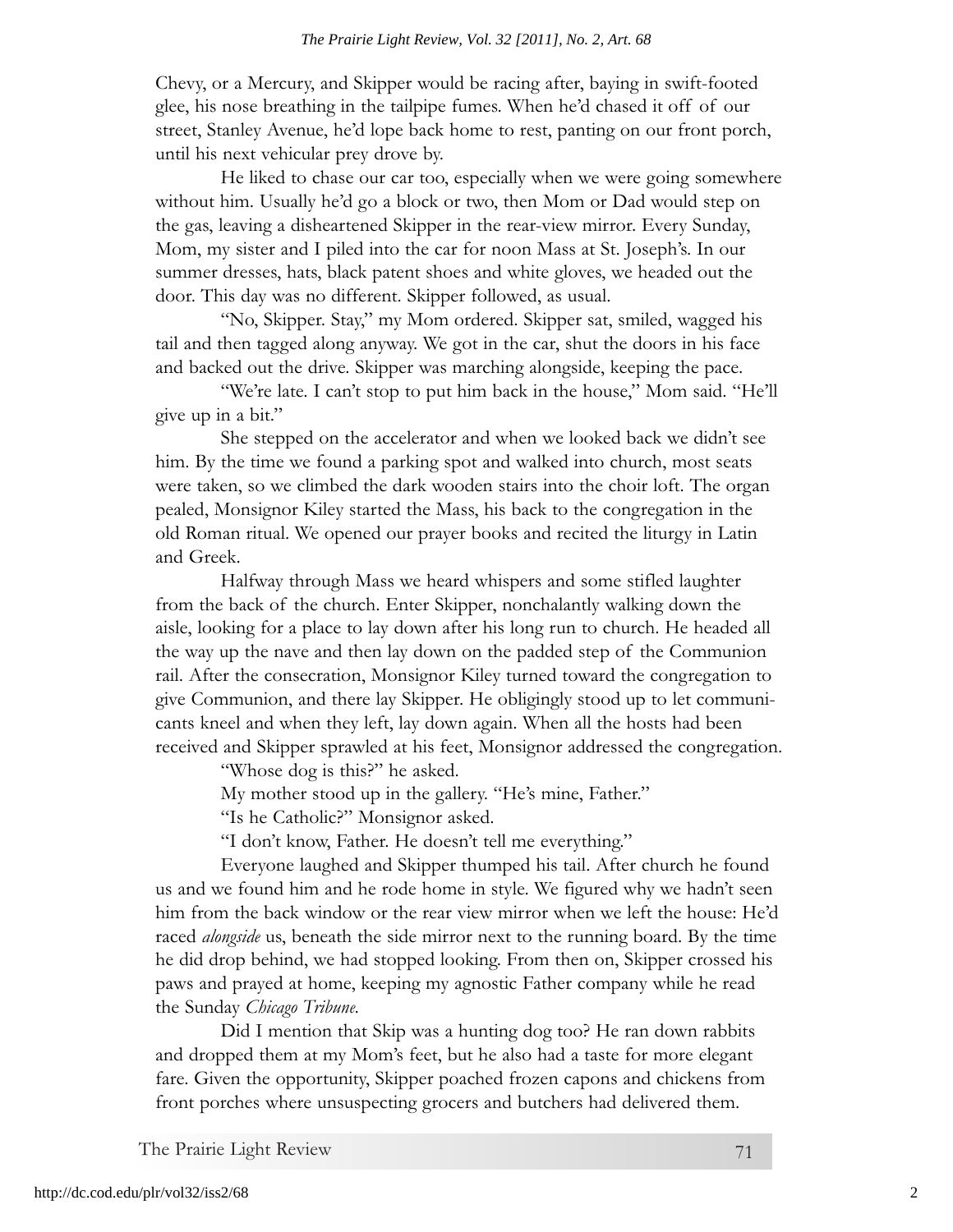Chevy, or a Mercury, and Skipper would be racing after, baying in swift-footed glee, his nose breathing in the tailpipe fumes. When he'd chased it off of our street, Stanley Avenue, he'd lope back home to rest, panting on our front porch, until his next vehicular prey drove by.

He liked to chase our car too, especially when we were going somewhere without him. Usually he'd go a block or two, then Mom or Dad would step on the gas, leaving a disheartened Skipper in the rear-view mirror. Every Sunday, Mom, my sister and I piled into the car for noon Mass at St. Joseph's. In our summer dresses, hats, black patent shoes and white gloves, we headed out the door. This day was no different. Skipper followed, as usual.

"No, Skipper. Stay," my Mom ordered. Skipper sat, smiled, wagged his tail and then tagged along anyway. We got in the car, shut the doors in his face and backed out the drive. Skipper was marching alongside, keeping the pace.

"We're late. I can't stop to put him back in the house," Mom said. "He'll give up in a bit."

She stepped on the accelerator and when we looked back we didn't see him. By the time we found a parking spot and walked into church, most seats were taken, so we climbed the dark wooden stairs into the choir loft. The organ pealed, Monsignor Kiley started the Mass, his back to the congregation in the old Roman ritual. We opened our prayer books and recited the liturgy in Latin and Greek.

Halfway through Mass we heard whispers and some stifled laughter from the back of the church. Enter Skipper, nonchalantly walking down the aisle, looking for a place to lay down after his long run to church. He headed all the way up the nave and then lay down on the padded step of the Communion rail. After the consecration, Monsignor Kiley turned toward the congregation to give Communion, and there lay Skipper. He obligingly stood up to let communicants kneel and when they left, lay down again. When all the hosts had been received and Skipper sprawled at his feet, Monsignor addressed the congregation.

"Whose dog is this?" he asked.

My mother stood up in the gallery. "He's mine, Father."

"Is he Catholic?" Monsignor asked.

"I don't know, Father. He doesn't tell me everything."

Everyone laughed and Skipper thumped his tail. After church he found us and we found him and he rode home in style. We figured why we hadn't seen him from the back window or the rear view mirror when we left the house: He'd raced *alongside* us, beneath the side mirror next to the running board. By the time he did drop behind, we had stopped looking. From then on, Skipper crossed his paws and prayed at home, keeping my agnostic Father company while he read the Sunday *Chicago Tribune.*

Did I mention that Skip was a hunting dog too? He ran down rabbits and dropped them at my Mom's feet, but he also had a taste for more elegant fare. Given the opportunity, Skipper poached frozen capons and chickens from front porches where unsuspecting grocers and butchers had delivered them.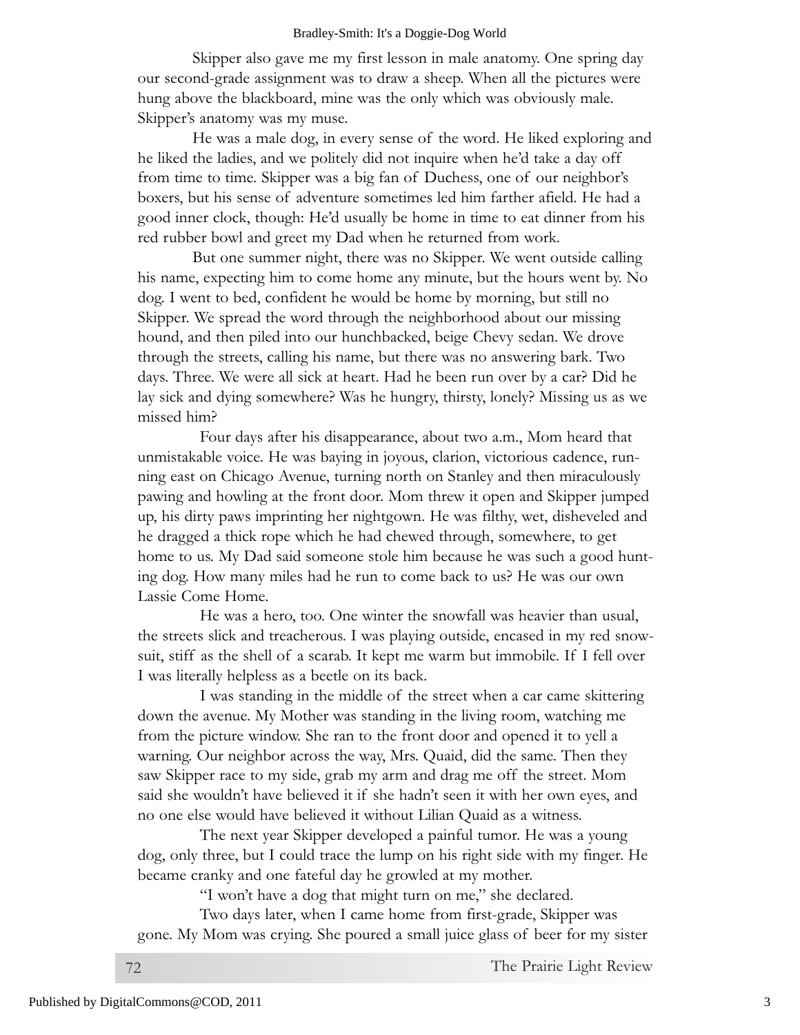Skipper also gave me my first lesson in male anatomy. One spring day our second-grade assignment was to draw a sheep. When all the pictures were hung above the blackboard, mine was the only which was obviously male. Skipper's anatomy was my muse.

He was a male dog, in every sense of the word. He liked exploring and he liked the ladies, and we politely did not inquire when he'd take a day off from time to time. Skipper was a big fan of Duchess, one of our neighbor's boxers, but his sense of adventure sometimes led him farther afield. He had a good inner clock, though: He'd usually be home in time to eat dinner from his red rubber bowl and greet my Dad when he returned from work.

But one summer night, there was no Skipper. We went outside calling his name, expecting him to come home any minute, but the hours went by. No dog. I went to bed, confident he would be home by morning, but still no Skipper. We spread the word through the neighborhood about our missing hound, and then piled into our hunchbacked, beige Chevy sedan. We drove through the streets, calling his name, but there was no answering bark. Two days. Three. We were all sick at heart. Had he been run over by a car? Did he lay sick and dying somewhere? Was he hungry, thirsty, lonely? Missing us as we missed him?

Four days after his disappearance, about two a.m., Mom heard that unmistakable voice. He was baying in joyous, clarion, victorious cadence, running east on Chicago Avenue, turning north on Stanley and then miraculously pawing and howling at the front door. Mom threw it open and Skipper jumped up, his dirty paws imprinting her nightgown. He was filthy, wet, disheveled and he dragged a thick rope which he had chewed through, somewhere, to get home to us. My Dad said someone stole him because he was such a good hunting dog. How many miles had he run to come back to us? He was our own Lassie Come Home.

He was a hero, too. One winter the snowfall was heavier than usual, the streets slick and treacherous. I was playing outside, encased in my red snowsuit, stiff as the shell of a scarab. It kept me warm but immobile. If I fell over I was literally helpless as a beetle on its back.

I was standing in the middle of the street when a car came skittering down the avenue. My Mother was standing in the living room, watching me from the picture window. She ran to the front door and opened it to yell a warning. Our neighbor across the way, Mrs. Quaid, did the same. Then they saw Skipper race to my side, grab my arm and drag me off the street. Mom said she wouldn't have believed it if she hadn't seen it with her own eyes, and no one else would have believed it without Lilian Quaid as a witness.

The next year Skipper developed a painful tumor. He was a young dog, only three, but I could trace the lump on his right side with my finger. He became cranky and one fateful day he growled at my mother.

"I won't have a dog that might turn on me," she declared.

Two days later, when I came home from first-grade, Skipper was gone. My Mom was crying. She poured a small juice glass of beer for my sister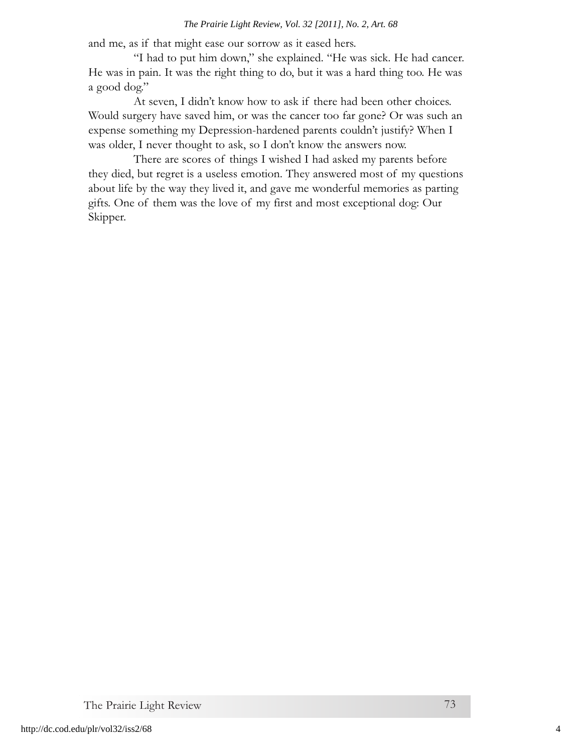and me, as if that might ease our sorrow as it eased hers.

"I had to put him down," she explained. "He was sick. He had cancer. He was in pain. It was the right thing to do, but it was a hard thing too. He was a good dog."

At seven, I didn't know how to ask if there had been other choices. Would surgery have saved him, or was the cancer too far gone? Or was such an expense something my Depression-hardened parents couldn't justify? When I was older, I never thought to ask, so I don't know the answers now.

There are scores of things I wished I had asked my parents before they died, but regret is a useless emotion. They answered most of my questions about life by the way they lived it, and gave me wonderful memories as parting gifts. One of them was the love of my first and most exceptional dog: Our Skipper.